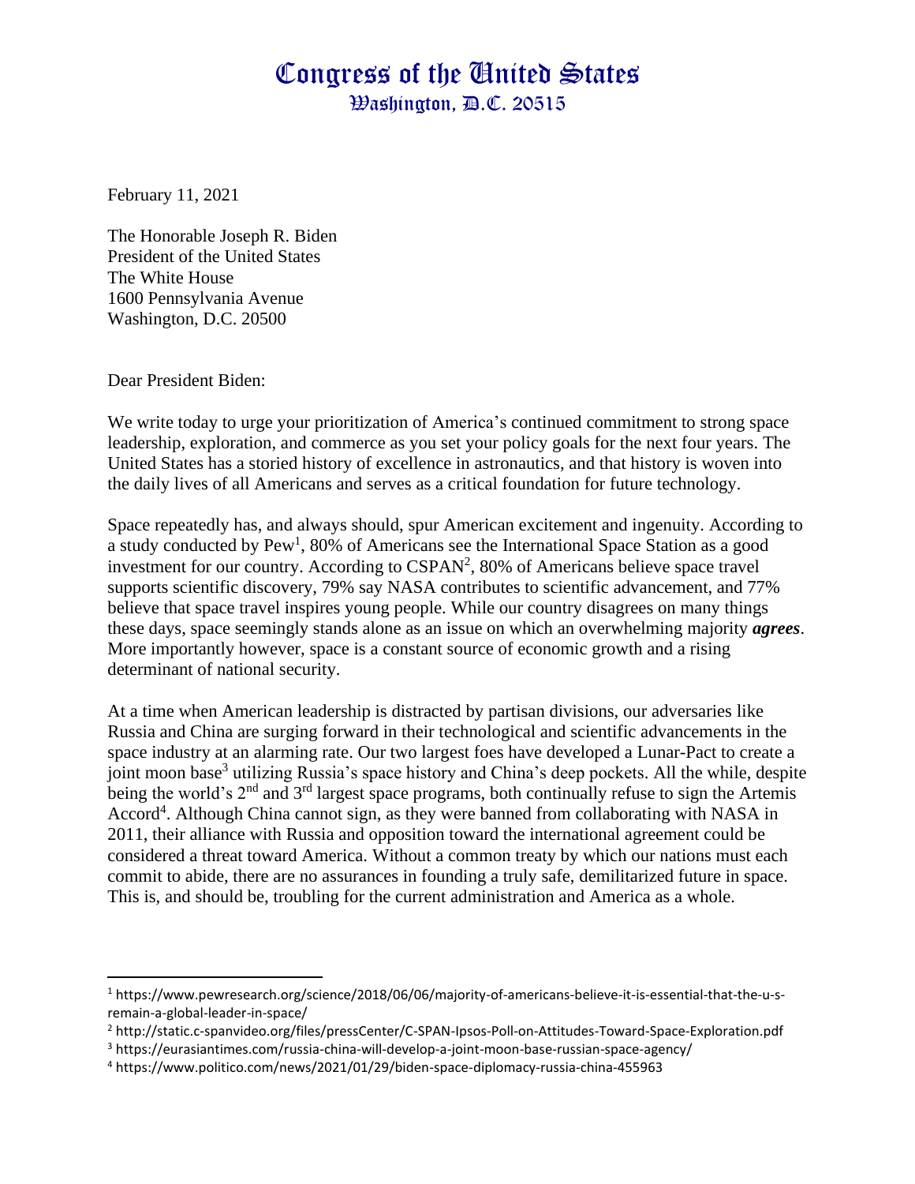# Congress of the United States
## Washington, D.C. 20515

February 11, 2021

The Honorable Joseph R. Biden
President of the United States
The White House
1600 Pennsylvania Avenue
Washington, D.C. 20500

Dear President Biden:

We write today to urge your prioritization of America's continued commitment to strong space leadership, exploration, and commerce as you set your policy goals for the next four years. The United States has a storied history of excellence in astronautics, and that history is woven into the daily lives of all Americans and serves as a critical foundation for future technology.

Space repeatedly has, and always should, spur American excitement and ingenuity. According to a study conducted by Pew[1], 80% of Americans see the International Space Station as a good investment for our country. According to CSPAN[2], 80% of Americans believe space travel supports scientific discovery, 79% say NASA contributes to scientific advancement, and 77% believe that space travel inspires young people. While our country disagrees on many things these days, space seemingly stands alone as an issue on which an overwhelming majority ***agrees***. More importantly however, space is a constant source of economic growth and a rising determinant of national security.

At a time when American leadership is distracted by partisan divisions, our adversaries like Russia and China are surging forward in their technological and scientific advancements in the space industry at an alarming rate. Our two largest foes have developed a Lunar-Pact to create a joint moon base[3] utilizing Russia's space history and China's deep pockets. All the while, despite being the world's 2nd and 3rd largest space programs, both continually refuse to sign the Artemis Accord[4]. Although China cannot sign, as they were banned from collaborating with NASA in 2011, their alliance with Russia and opposition toward the international agreement could be considered a threat toward America. Without a common treaty by which our nations must each commit to abide, there are no assurances in founding a truly safe, demilitarized future in space. This is, and should be, troubling for the current administration and America as a whole.

---

[1] https://www.pewresearch.org/science/2018/06/06/majority-of-americans-believe-it-is-essential-that-the-u-s-remain-a-global-leader-in-space/

[2] http://static.c-spanvideo.org/files/pressCenter/C-SPAN-Ipsos-Poll-on-Attitudes-Toward-Space-Exploration.pdf

[3] https://eurasiantimes.com/russia-china-will-develop-a-joint-moon-base-russian-space-agency/

[4] https://www.politico.com/news/2021/01/29/biden-space-diplomacy-russia-china-455963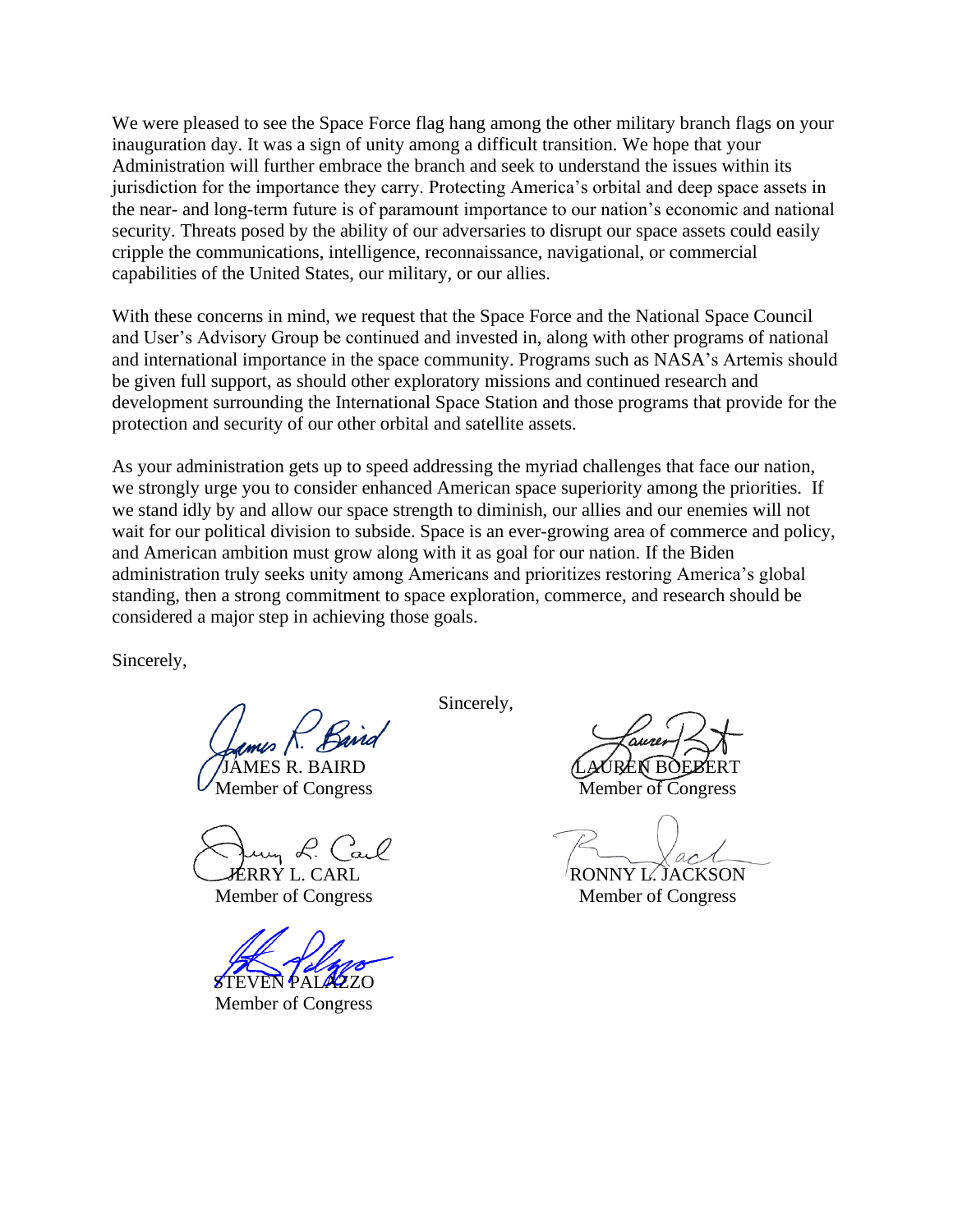We were pleased to see the Space Force flag hang among the other military branch flags on your inauguration day. It was a sign of unity among a difficult transition. We hope that your Administration will further embrace the branch and seek to understand the issues within its jurisdiction for the importance they carry. Protecting America's orbital and deep space assets in the near- and long-term future is of paramount importance to our nation's economic and national security. Threats posed by the ability of our adversaries to disrupt our space assets could easily cripple the communications, intelligence, reconnaissance, navigational, or commercial capabilities of the United States, our military, or our allies.

With these concerns in mind, we request that the Space Force and the National Space Council and User's Advisory Group be continued and invested in, along with other programs of national and international importance in the space community. Programs such as NASA's Artemis should be given full support, as should other exploratory missions and continued research and development surrounding the International Space Station and those programs that provide for the protection and security of our other orbital and satellite assets.

As your administration gets up to speed addressing the myriad challenges that face our nation, we strongly urge you to consider enhanced American space superiority among the priorities. If we stand idly by and allow our space strength to diminish, our allies and our enemies will not wait for our political division to subside. Space is an ever-growing area of commerce and policy, and American ambition must grow along with it as goal for our nation. If the Biden administration truly seeks unity among Americans and prioritizes restoring America's global standing, then a strong commitment to space exploration, commerce, and research should be considered a major step in achieving those goals.

Sincerely,

Sincerely,

JAMES R. BAIRD
Member of Congress

LAUREN BOEBERT
Member of Congress

JERRY L. CARL
Member of Congress

RONNY L. JACKSON
Member of Congress

STEVEN PALAZZO
Member of Congress